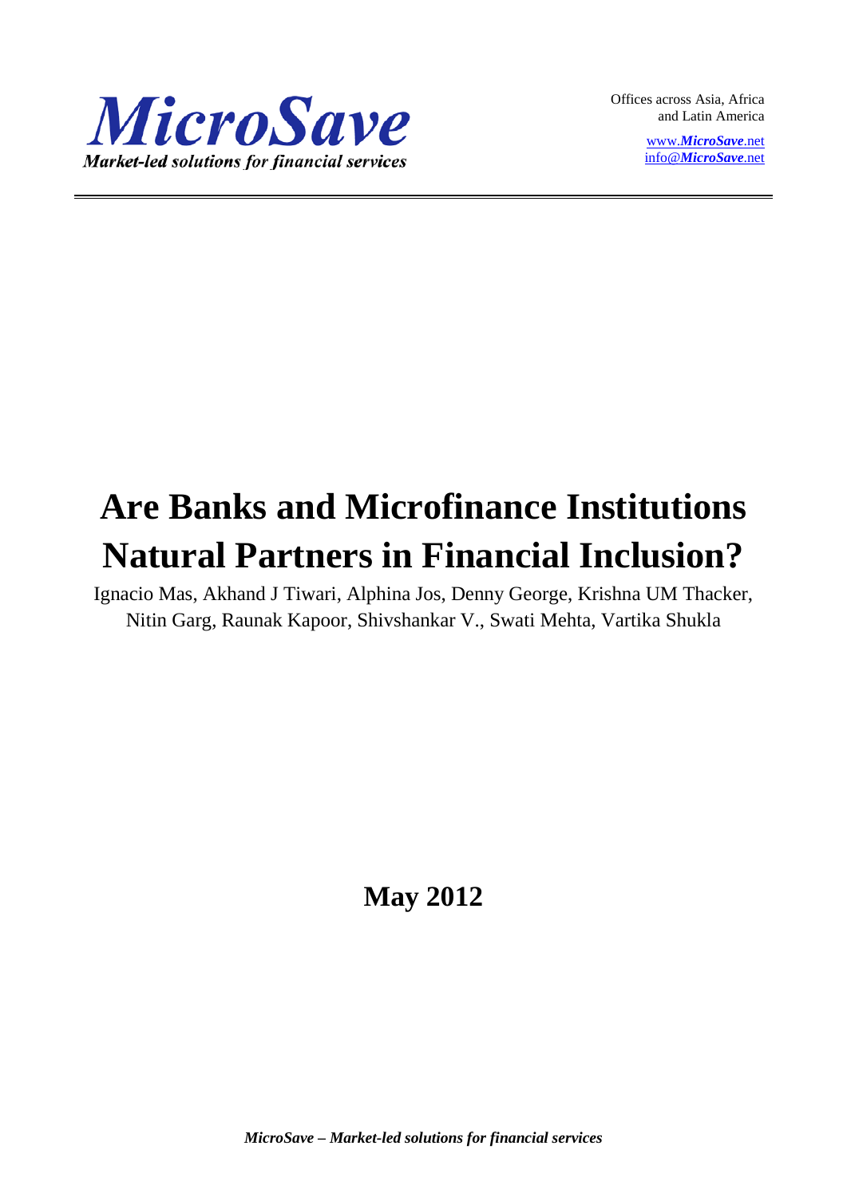**MicroSave**

*Market-led solutions for financial services*

Offices across Asia, Africa and Latin America

www.*MicroSave*.net
info@*MicroSave*.net

# Are Banks and Microfinance Institutions Natural Partners in Financial Inclusion?

Ignacio Mas, Akhand J Tiwari, Alphina Jos, Denny George, Krishna UM Thacker, Nitin Garg, Raunak Kapoor, Shivshankar V., Swati Mehta, Vartika Shukla

**May 2012**

***MicroSave – Market-led solutions for financial services***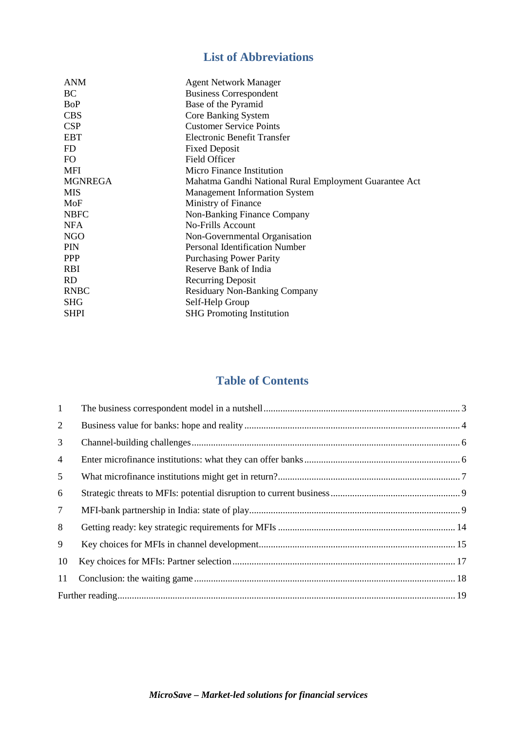## List of Abbreviations

| | |
|---|---|
| ANM | Agent Network Manager |
| BC | Business Correspondent |
| BoP | Base of the Pyramid |
| CBS | Core Banking System |
| CSP | Customer Service Points |
| EBT | Electronic Benefit Transfer |
| FD | Fixed Deposit |
| FO | Field Officer |
| MFI | Micro Finance Institution |
| MGNREGA | Mahatma Gandhi National Rural Employment Guarantee Act |
| MIS | Management Information System |
| MoF | Ministry of Finance |
| NBFC | Non-Banking Finance Company |
| NFA | No-Frills Account |
| NGO | Non-Governmental Organisation |
| PIN | Personal Identification Number |
| PPP | Purchasing Power Parity |
| RBI | Reserve Bank of India |
| RD | Recurring Deposit |
| RNBC | Residuary Non-Banking Company |
| SHG | Self-Help Group |
| SHPI | SHG Promoting Institution |

## Table of Contents

1. The business correspondent model in a nutshell ........ 3
2. Business value for banks: hope and reality ........ 4
3. Channel-building challenges ........ 6
4. Enter microfinance institutions: what they can offer banks ........ 6
5. What microfinance institutions might get in return? ........ 7
6. Strategic threats to MFIs: potential disruption to current business ........ 9
7. MFI-bank partnership in India: state of play ........ 9
8. Getting ready: key strategic requirements for MFIs ........ 14
9. Key choices for MFIs in channel development ........ 15
10. Key choices for MFIs: Partner selection ........ 17
11. Conclusion: the waiting game ........ 18

Further reading ........ 19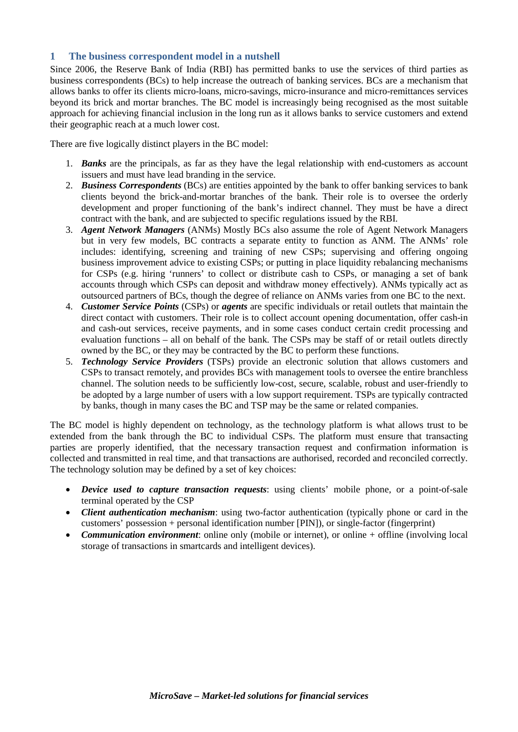## 1 The business correspondent model in a nutshell

Since 2006, the Reserve Bank of India (RBI) has permitted banks to use the services of third parties as business correspondents (BCs) to help increase the outreach of banking services. BCs are a mechanism that allows banks to offer its clients micro-loans, micro-savings, micro-insurance and micro-remittances services beyond its brick and mortar branches. The BC model is increasingly being recognised as the most suitable approach for achieving financial inclusion in the long run as it allows banks to service customers and extend their geographic reach at a much lower cost.

There are five logically distinct players in the BC model:

1. ***Banks*** are the principals, as far as they have the legal relationship with end-customers as account issuers and must have lead branding in the service.
2. ***Business Correspondents*** (BCs) are entities appointed by the bank to offer banking services to bank clients beyond the brick-and-mortar branches of the bank. Their role is to oversee the orderly development and proper functioning of the bank's indirect channel. They must be have a direct contract with the bank, and are subjected to specific regulations issued by the RBI.
3. ***Agent Network Managers*** (ANMs) Mostly BCs also assume the role of Agent Network Managers but in very few models, BC contracts a separate entity to function as ANM. The ANMs' role includes: identifying, screening and training of new CSPs; supervising and offering ongoing business improvement advice to existing CSPs; or putting in place liquidity rebalancing mechanisms for CSPs (e.g. hiring 'runners' to collect or distribute cash to CSPs, or managing a set of bank accounts through which CSPs can deposit and withdraw money effectively). ANMs typically act as outsourced partners of BCs, though the degree of reliance on ANMs varies from one BC to the next.
4. ***Customer Service Points*** (CSPs) or ***agents*** are specific individuals or retail outlets that maintain the direct contact with customers. Their role is to collect account opening documentation, offer cash-in and cash-out services, receive payments, and in some cases conduct certain credit processing and evaluation functions – all on behalf of the bank. The CSPs may be staff of or retail outlets directly owned by the BC, or they may be contracted by the BC to perform these functions.
5. ***Technology Service Providers*** (TSPs) provide an electronic solution that allows customers and CSPs to transact remotely, and provides BCs with management tools to oversee the entire branchless channel. The solution needs to be sufficiently low-cost, secure, scalable, robust and user-friendly to be adopted by a large number of users with a low support requirement. TSPs are typically contracted by banks, though in many cases the BC and TSP may be the same or related companies.

The BC model is highly dependent on technology, as the technology platform is what allows trust to be extended from the bank through the BC to individual CSPs. The platform must ensure that transacting parties are properly identified, that the necessary transaction request and confirmation information is collected and transmitted in real time, and that transactions are authorised, recorded and reconciled correctly. The technology solution may be defined by a set of key choices:

- ***Device used to capture transaction requests***: using clients' mobile phone, or a point-of-sale terminal operated by the CSP
- ***Client authentication mechanism***: using two-factor authentication (typically phone or card in the customers' possession + personal identification number [PIN]), or single-factor (fingerprint)
- ***Communication environment***: online only (mobile or internet), or online + offline (involving local storage of transactions in smartcards and intelligent devices).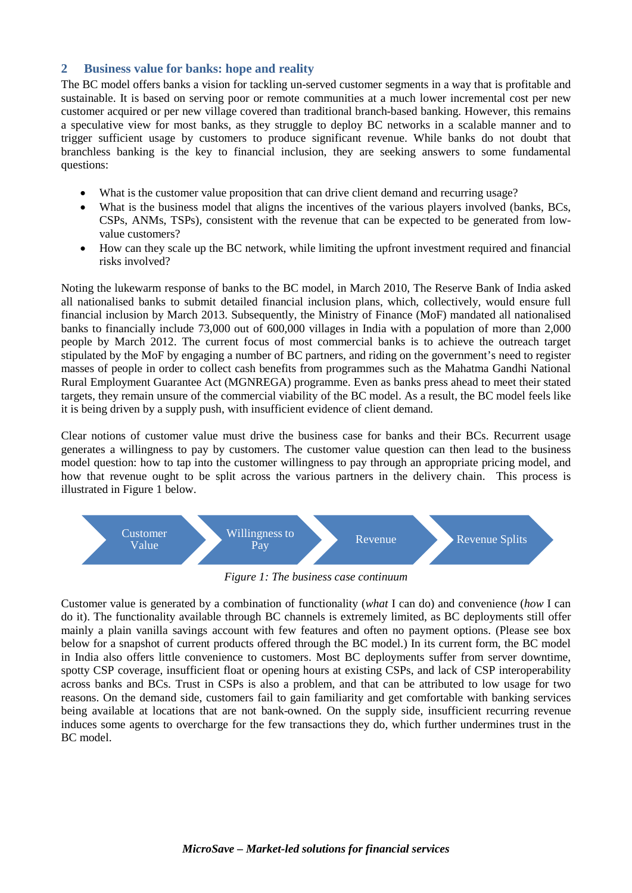## 2 Business value for banks: hope and reality

The BC model offers banks a vision for tackling un-served customer segments in a way that is profitable and sustainable. It is based on serving poor or remote communities at a much lower incremental cost per new customer acquired or per new village covered than traditional branch-based banking. However, this remains a speculative view for most banks, as they struggle to deploy BC networks in a scalable manner and to trigger sufficient usage by customers to produce significant revenue. While banks do not doubt that branchless banking is the key to financial inclusion, they are seeking answers to some fundamental questions:

- What is the customer value proposition that can drive client demand and recurring usage?
- What is the business model that aligns the incentives of the various players involved (banks, BCs, CSPs, ANMs, TSPs), consistent with the revenue that can be expected to be generated from low-value customers?
- How can they scale up the BC network, while limiting the upfront investment required and financial risks involved?

Noting the lukewarm response of banks to the BC model, in March 2010, The Reserve Bank of India asked all nationalised banks to submit detailed financial inclusion plans, which, collectively, would ensure full financial inclusion by March 2013. Subsequently, the Ministry of Finance (MoF) mandated all nationalised banks to financially include 73,000 out of 600,000 villages in India with a population of more than 2,000 people by March 2012. The current focus of most commercial banks is to achieve the outreach target stipulated by the MoF by engaging a number of BC partners, and riding on the government's need to register masses of people in order to collect cash benefits from programmes such as the Mahatma Gandhi National Rural Employment Guarantee Act (MGNREGA) programme. Even as banks press ahead to meet their stated targets, they remain unsure of the commercial viability of the BC model. As a result, the BC model feels like it is being driven by a supply push, with insufficient evidence of client demand.

Clear notions of customer value must drive the business case for banks and their BCs. Recurrent usage generates a willingness to pay by customers. The customer value question can then lead to the business model question: how to tap into the customer willingness to pay through an appropriate pricing model, and how that revenue ought to be split across the various partners in the delivery chain. This process is illustrated in Figure 1 below.

Customer Value → Willingness to Pay → Revenue → Revenue Splits

*Figure 1: The business case continuum*

Customer value is generated by a combination of functionality (*what* I can do) and convenience (*how* I can do it). The functionality available through BC channels is extremely limited, as BC deployments still offer mainly a plain vanilla savings account with few features and often no payment options. (Please see box below for a snapshot of current products offered through the BC model.) In its current form, the BC model in India also offers little convenience to customers. Most BC deployments suffer from server downtime, spotty CSP coverage, insufficient float or opening hours at existing CSPs, and lack of CSP interoperability across banks and BCs. Trust in CSPs is also a problem, and that can be attributed to low usage for two reasons. On the demand side, customers fail to gain familiarity and get comfortable with banking services being available at locations that are not bank-owned. On the supply side, insufficient recurring revenue induces some agents to overcharge for the few transactions they do, which further undermines trust in the BC model.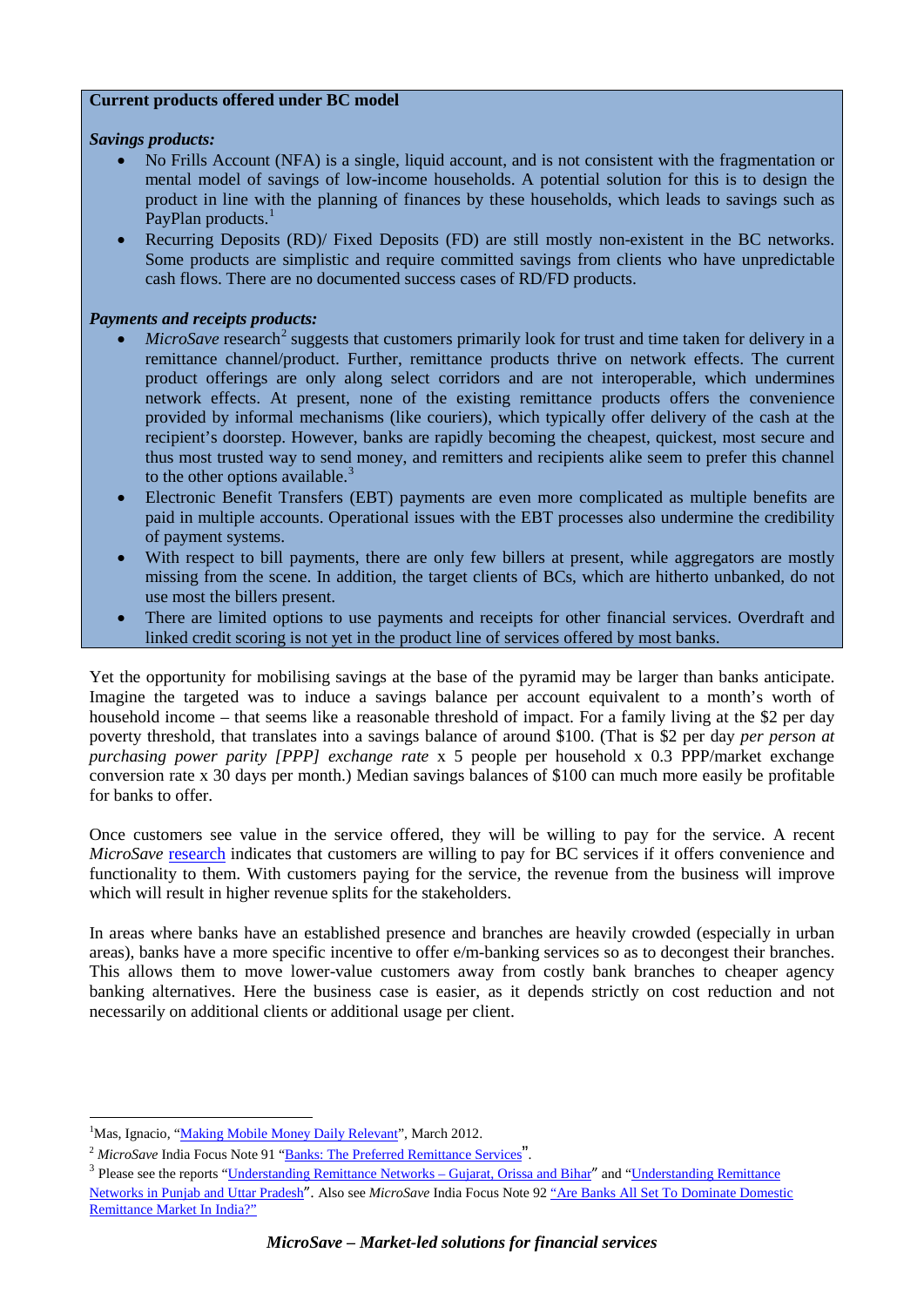**Current products offered under BC model**

***Savings products:***

- No Frills Account (NFA) is a single, liquid account, and is not consistent with the fragmentation or mental model of savings of low-income households. A potential solution for this is to design the product in line with the planning of finances by these households, which leads to savings such as PayPlan products.[1]
- Recurring Deposits (RD)/ Fixed Deposits (FD) are still mostly non-existent in the BC networks. Some products are simplistic and require committed savings from clients who have unpredictable cash flows. There are no documented success cases of RD/FD products.

***Payments and receipts products:***

- *MicroSave* research[2] suggests that customers primarily look for trust and time taken for delivery in a remittance channel/product. Further, remittance products thrive on network effects. The current product offerings are only along select corridors and are not interoperable, which undermines network effects. At present, none of the existing remittance products offers the convenience provided by informal mechanisms (like couriers), which typically offer delivery of the cash at the recipient's doorstep. However, banks are rapidly becoming the cheapest, quickest, most secure and thus most trusted way to send money, and remitters and recipients alike seem to prefer this channel to the other options available.[3]
- Electronic Benefit Transfers (EBT) payments are even more complicated as multiple benefits are paid in multiple accounts. Operational issues with the EBT processes also undermine the credibility of payment systems.
- With respect to bill payments, there are only few billers at present, while aggregators are mostly missing from the scene. In addition, the target clients of BCs, which are hitherto unbanked, do not use most the billers present.
- There are limited options to use payments and receipts for other financial services. Overdraft and linked credit scoring is not yet in the product line of services offered by most banks.

Yet the opportunity for mobilising savings at the base of the pyramid may be larger than banks anticipate. Imagine the targeted was to induce a savings balance per account equivalent to a month's worth of household income – that seems like a reasonable threshold of impact. For a family living at the $2 per day poverty threshold, that translates into a savings balance of around $100. (That is $2 per day *per person at purchasing power parity [PPP] exchange rate* x 5 people per household x 0.3 PPP/market exchange conversion rate x 30 days per month.) Median savings balances of $100 can much more easily be profitable for banks to offer.

Once customers see value in the service offered, they will be willing to pay for the service. A recent *MicroSave* research indicates that customers are willing to pay for BC services if it offers convenience and functionality to them. With customers paying for the service, the revenue from the business will improve which will result in higher revenue splits for the stakeholders.

In areas where banks have an established presence and branches are heavily crowded (especially in urban areas), banks have a more specific incentive to offer e/m-banking services so as to decongest their branches. This allows them to move lower-value customers away from costly bank branches to cheaper agency banking alternatives. Here the business case is easier, as it depends strictly on cost reduction and not necessarily on additional clients or additional usage per client.

---

[1] Mas, Ignacio, "Making Mobile Money Daily Relevant", March 2012.

[2] *MicroSave* India Focus Note 91 "Banks: The Preferred Remittance Services".

[3] Please see the reports "Understanding Remittance Networks – Gujarat, Orissa and Bihar" and "Understanding Remittance Networks in Punjab and Uttar Pradesh". Also see *MicroSave* India Focus Note 92 "Are Banks All Set To Dominate Domestic Remittance Market In India?"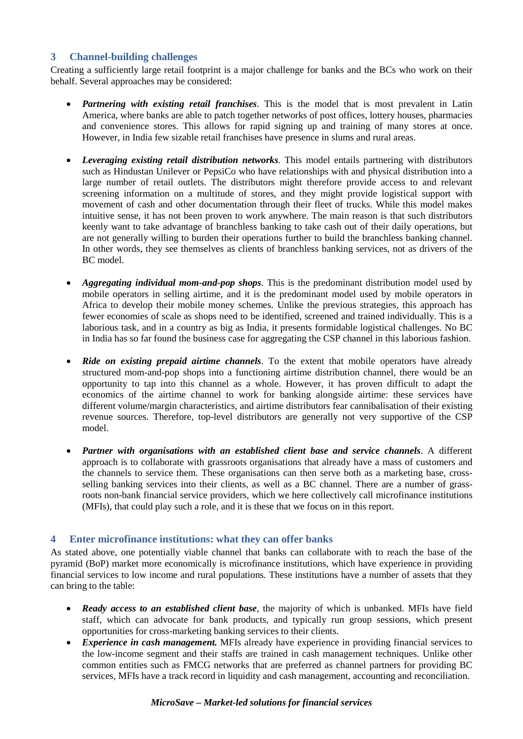## 3 Channel-building challenges

Creating a sufficiently large retail footprint is a major challenge for banks and the BCs who work on their behalf. Several approaches may be considered:

- ***Partnering with existing retail franchises***. This is the model that is most prevalent in Latin America, where banks are able to patch together networks of post offices, lottery houses, pharmacies and convenience stores. This allows for rapid signing up and training of many stores at once. However, in India few sizable retail franchises have presence in slums and rural areas.

- ***Leveraging existing retail distribution networks***. This model entails partnering with distributors such as Hindustan Unilever or PepsiCo who have relationships with and physical distribution into a large number of retail outlets. The distributors might therefore provide access to and relevant screening information on a multitude of stores, and they might provide logistical support with movement of cash and other documentation through their fleet of trucks. While this model makes intuitive sense, it has not been proven to work anywhere. The main reason is that such distributors keenly want to take advantage of branchless banking to take cash out of their daily operations, but are not generally willing to burden their operations further to build the branchless banking channel. In other words, they see themselves as clients of branchless banking services, not as drivers of the BC model.

- ***Aggregating individual mom-and-pop shops***. This is the predominant distribution model used by mobile operators in selling airtime, and it is the predominant model used by mobile operators in Africa to develop their mobile money schemes. Unlike the previous strategies, this approach has fewer economies of scale as shops need to be identified, screened and trained individually. This is a laborious task, and in a country as big as India, it presents formidable logistical challenges. No BC in India has so far found the business case for aggregating the CSP channel in this laborious fashion.

- ***Ride on existing prepaid airtime channels***. To the extent that mobile operators have already structured mom-and-pop shops into a functioning airtime distribution channel, there would be an opportunity to tap into this channel as a whole. However, it has proven difficult to adapt the economics of the airtime channel to work for banking alongside airtime: these services have different volume/margin characteristics, and airtime distributors fear cannibalisation of their existing revenue sources. Therefore, top-level distributors are generally not very supportive of the CSP model.

- ***Partner with organisations with an established client base and service channels***. A different approach is to collaborate with grassroots organisations that already have a mass of customers and the channels to service them. These organisations can then serve both as a marketing base, cross-selling banking services into their clients, as well as a BC channel. There are a number of grass-roots non-bank financial service providers, which we here collectively call microfinance institutions (MFIs), that could play such a role, and it is these that we focus on in this report.

## 4 Enter microfinance institutions: what they can offer banks

As stated above, one potentially viable channel that banks can collaborate with to reach the base of the pyramid (BoP) market more economically is microfinance institutions, which have experience in providing financial services to low income and rural populations. These institutions have a number of assets that they can bring to the table:

- ***Ready access to an established client base***, the majority of which is unbanked. MFIs have field staff, which can advocate for bank products, and typically run group sessions, which present opportunities for cross-marketing banking services to their clients.
- ***Experience in cash management.*** MFIs already have experience in providing financial services to the low-income segment and their staffs are trained in cash management techniques. Unlike other common entities such as FMCG networks that are preferred as channel partners for providing BC services, MFIs have a track record in liquidity and cash management, accounting and reconciliation.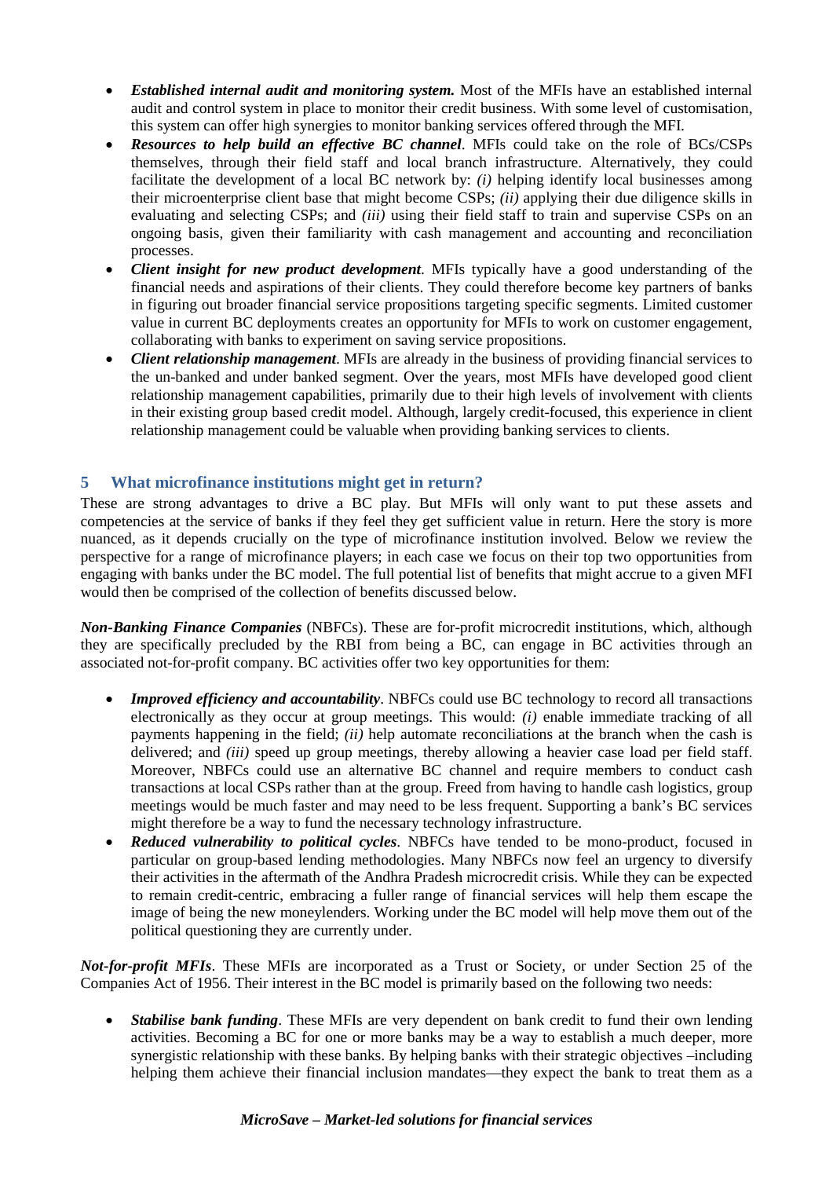- ***Established internal audit and monitoring system.*** Most of the MFIs have an established internal audit and control system in place to monitor their credit business. With some level of customisation, this system can offer high synergies to monitor banking services offered through the MFI.
- ***Resources to help build an effective BC channel***. MFIs could take on the role of BCs/CSPs themselves, through their field staff and local branch infrastructure. Alternatively, they could facilitate the development of a local BC network by: *(i)* helping identify local businesses among their microenterprise client base that might become CSPs; *(ii)* applying their due diligence skills in evaluating and selecting CSPs; and *(iii)* using their field staff to train and supervise CSPs on an ongoing basis, given their familiarity with cash management and accounting and reconciliation processes.
- ***Client insight for new product development***. MFIs typically have a good understanding of the financial needs and aspirations of their clients. They could therefore become key partners of banks in figuring out broader financial service propositions targeting specific segments. Limited customer value in current BC deployments creates an opportunity for MFIs to work on customer engagement, collaborating with banks to experiment on saving service propositions.
- ***Client relationship management***. MFIs are already in the business of providing financial services to the un-banked and under banked segment. Over the years, most MFIs have developed good client relationship management capabilities, primarily due to their high levels of involvement with clients in their existing group based credit model. Although, largely credit-focused, this experience in client relationship management could be valuable when providing banking services to clients.

## 5 What microfinance institutions might get in return?

These are strong advantages to drive a BC play. But MFIs will only want to put these assets and competencies at the service of banks if they feel they get sufficient value in return. Here the story is more nuanced, as it depends crucially on the type of microfinance institution involved. Below we review the perspective for a range of microfinance players; in each case we focus on their top two opportunities from engaging with banks under the BC model. The full potential list of benefits that might accrue to a given MFI would then be comprised of the collection of benefits discussed below.

***Non-Banking Finance Companies*** (NBFCs). These are for-profit microcredit institutions, which, although they are specifically precluded by the RBI from being a BC, can engage in BC activities through an associated not-for-profit company. BC activities offer two key opportunities for them:

- ***Improved efficiency and accountability***. NBFCs could use BC technology to record all transactions electronically as they occur at group meetings. This would: *(i)* enable immediate tracking of all payments happening in the field; *(ii)* help automate reconciliations at the branch when the cash is delivered; and *(iii)* speed up group meetings, thereby allowing a heavier case load per field staff. Moreover, NBFCs could use an alternative BC channel and require members to conduct cash transactions at local CSPs rather than at the group. Freed from having to handle cash logistics, group meetings would be much faster and may need to be less frequent. Supporting a bank's BC services might therefore be a way to fund the necessary technology infrastructure.
- ***Reduced vulnerability to political cycles***. NBFCs have tended to be mono-product, focused in particular on group-based lending methodologies. Many NBFCs now feel an urgency to diversify their activities in the aftermath of the Andhra Pradesh microcredit crisis. While they can be expected to remain credit-centric, embracing a fuller range of financial services will help them escape the image of being the new moneylenders. Working under the BC model will help move them out of the political questioning they are currently under.

***Not-for-profit MFIs***. These MFIs are incorporated as a Trust or Society, or under Section 25 of the Companies Act of 1956. Their interest in the BC model is primarily based on the following two needs:

- ***Stabilise bank funding***. These MFIs are very dependent on bank credit to fund their own lending activities. Becoming a BC for one or more banks may be a way to establish a much deeper, more synergistic relationship with these banks. By helping banks with their strategic objectives –including helping them achieve their financial inclusion mandates—they expect the bank to treat them as a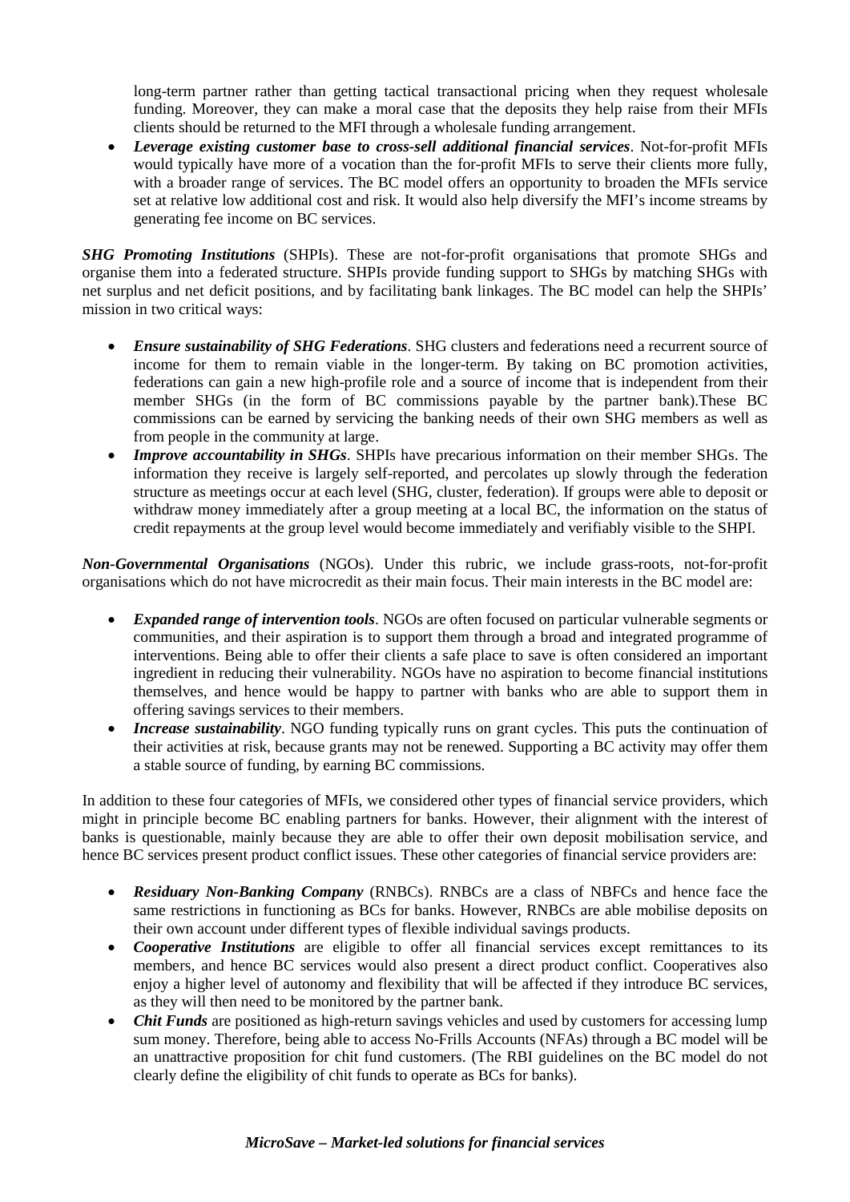long-term partner rather than getting tactical transactional pricing when they request wholesale funding. Moreover, they can make a moral case that the deposits they help raise from their MFIs clients should be returned to the MFI through a wholesale funding arrangement.

- ***Leverage existing customer base to cross-sell additional financial services***. Not-for-profit MFIs would typically have more of a vocation than the for-profit MFIs to serve their clients more fully, with a broader range of services. The BC model offers an opportunity to broaden the MFIs service set at relative low additional cost and risk. It would also help diversify the MFI's income streams by generating fee income on BC services.

***SHG Promoting Institutions*** (SHPIs). These are not-for-profit organisations that promote SHGs and organise them into a federated structure. SHPIs provide funding support to SHGs by matching SHGs with net surplus and net deficit positions, and by facilitating bank linkages. The BC model can help the SHPIs' mission in two critical ways:

- ***Ensure sustainability of SHG Federations***. SHG clusters and federations need a recurrent source of income for them to remain viable in the longer-term. By taking on BC promotion activities, federations can gain a new high-profile role and a source of income that is independent from their member SHGs (in the form of BC commissions payable by the partner bank).These BC commissions can be earned by servicing the banking needs of their own SHG members as well as from people in the community at large.
- ***Improve accountability in SHGs***. SHPIs have precarious information on their member SHGs. The information they receive is largely self-reported, and percolates up slowly through the federation structure as meetings occur at each level (SHG, cluster, federation). If groups were able to deposit or withdraw money immediately after a group meeting at a local BC, the information on the status of credit repayments at the group level would become immediately and verifiably visible to the SHPI.

***Non-Governmental Organisations*** (NGOs). Under this rubric, we include grass-roots, not-for-profit organisations which do not have microcredit as their main focus. Their main interests in the BC model are:

- ***Expanded range of intervention tools***. NGOs are often focused on particular vulnerable segments or communities, and their aspiration is to support them through a broad and integrated programme of interventions. Being able to offer their clients a safe place to save is often considered an important ingredient in reducing their vulnerability. NGOs have no aspiration to become financial institutions themselves, and hence would be happy to partner with banks who are able to support them in offering savings services to their members.
- ***Increase sustainability***. NGO funding typically runs on grant cycles. This puts the continuation of their activities at risk, because grants may not be renewed. Supporting a BC activity may offer them a stable source of funding, by earning BC commissions.

In addition to these four categories of MFIs, we considered other types of financial service providers, which might in principle become BC enabling partners for banks. However, their alignment with the interest of banks is questionable, mainly because they are able to offer their own deposit mobilisation service, and hence BC services present product conflict issues. These other categories of financial service providers are:

- ***Residuary Non-Banking Company*** (RNBCs). RNBCs are a class of NBFCs and hence face the same restrictions in functioning as BCs for banks. However, RNBCs are able mobilise deposits on their own account under different types of flexible individual savings products.
- ***Cooperative Institutions*** are eligible to offer all financial services except remittances to its members, and hence BC services would also present a direct product conflict. Cooperatives also enjoy a higher level of autonomy and flexibility that will be affected if they introduce BC services, as they will then need to be monitored by the partner bank.
- ***Chit Funds*** are positioned as high-return savings vehicles and used by customers for accessing lump sum money. Therefore, being able to access No-Frills Accounts (NFAs) through a BC model will be an unattractive proposition for chit fund customers. (The RBI guidelines on the BC model do not clearly define the eligibility of chit funds to operate as BCs for banks).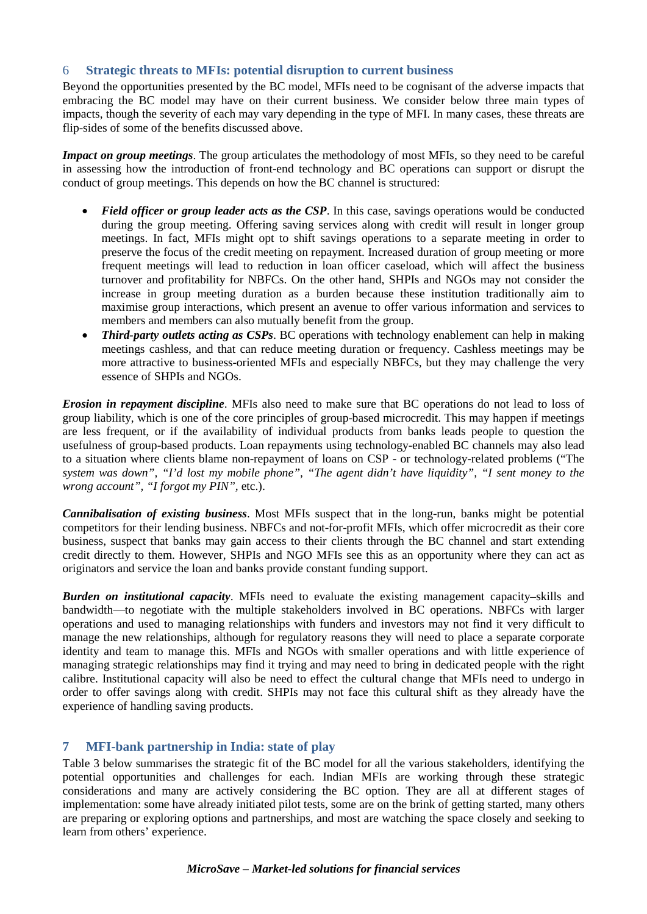## 6 Strategic threats to MFIs: potential disruption to current business

Beyond the opportunities presented by the BC model, MFIs need to be cognisant of the adverse impacts that embracing the BC model may have on their current business. We consider below three main types of impacts, though the severity of each may vary depending in the type of MFI. In many cases, these threats are flip-sides of some of the benefits discussed above.

***Impact on group meetings***. The group articulates the methodology of most MFIs, so they need to be careful in assessing how the introduction of front-end technology and BC operations can support or disrupt the conduct of group meetings. This depends on how the BC channel is structured:

- ***Field officer or group leader acts as the CSP***. In this case, savings operations would be conducted during the group meeting. Offering saving services along with credit will result in longer group meetings. In fact, MFIs might opt to shift savings operations to a separate meeting in order to preserve the focus of the credit meeting on repayment. Increased duration of group meeting or more frequent meetings will lead to reduction in loan officer caseload, which will affect the business turnover and profitability for NBFCs. On the other hand, SHPIs and NGOs may not consider the increase in group meeting duration as a burden because these institution traditionally aim to maximise group interactions, which present an avenue to offer various information and services to members and members can also mutually benefit from the group.
- ***Third-party outlets acting as CSPs***. BC operations with technology enablement can help in making meetings cashless, and that can reduce meeting duration or frequency. Cashless meetings may be more attractive to business-oriented MFIs and especially NBFCs, but they may challenge the very essence of SHPIs and NGOs.

***Erosion in repayment discipline***. MFIs also need to make sure that BC operations do not lead to loss of group liability, which is one of the core principles of group-based microcredit. This may happen if meetings are less frequent, or if the availability of individual products from banks leads people to question the usefulness of group-based products. Loan repayments using technology-enabled BC channels may also lead to a situation where clients blame non-repayment of loans on CSP - or technology-related problems ("The *system was down", "I'd lost my mobile phone", "The agent didn't have liquidity", "I sent money to the wrong account", "I forgot my PIN"*, etc.).

***Cannibalisation of existing business***. Most MFIs suspect that in the long-run, banks might be potential competitors for their lending business. NBFCs and not-for-profit MFIs, which offer microcredit as their core business, suspect that banks may gain access to their clients through the BC channel and start extending credit directly to them. However, SHPIs and NGO MFIs see this as an opportunity where they can act as originators and service the loan and banks provide constant funding support.

***Burden on institutional capacity***. MFIs need to evaluate the existing management capacity–skills and bandwidth—to negotiate with the multiple stakeholders involved in BC operations. NBFCs with larger operations and used to managing relationships with funders and investors may not find it very difficult to manage the new relationships, although for regulatory reasons they will need to place a separate corporate identity and team to manage this. MFIs and NGOs with smaller operations and with little experience of managing strategic relationships may find it trying and may need to bring in dedicated people with the right calibre. Institutional capacity will also be need to effect the cultural change that MFIs need to undergo in order to offer savings along with credit. SHPIs may not face this cultural shift as they already have the experience of handling saving products.

## 7 MFI-bank partnership in India: state of play

Table 3 below summarises the strategic fit of the BC model for all the various stakeholders, identifying the potential opportunities and challenges for each. Indian MFIs are working through these strategic considerations and many are actively considering the BC option. They are all at different stages of implementation: some have already initiated pilot tests, some are on the brink of getting started, many others are preparing or exploring options and partnerships, and most are watching the space closely and seeking to learn from others' experience.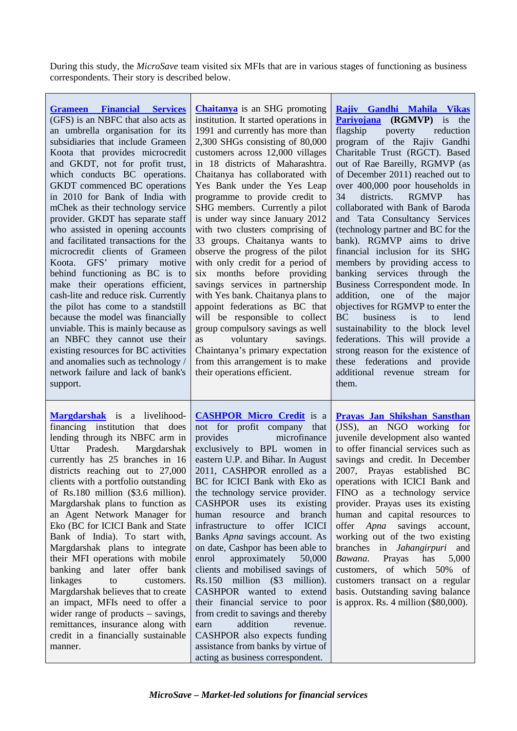During this study, the *MicroSave* team visited six MFIs that are in various stages of functioning as business correspondents. Their story is described below.

**Grameen Financial Services** (GFS) is an NBFC that also acts as an umbrella organisation for its subsidiaries that include Grameen Koota that provides microcredit and GKDT, not for profit trust, which conducts BC operations. GKDT commenced BC operations in 2010 for Bank of India with mChek as their technology service provider. GKDT has separate staff who assisted in opening accounts and facilitated transactions for the microcredit clients of Grameen Koota. GFS' primary motive behind functioning as BC is to make their operations efficient, cash-lite and reduce risk. Currently the pilot has come to a standstill because the model was financially unviable. This is mainly because as an NBFC they cannot use their existing resources for BC activities and anomalies such as technology / network failure and lack of bank's support.

**Chaitanya** is an SHG promoting institution. It started operations in 1991 and currently has more than 2,300 SHGs consisting of 80,000 customers across 12,000 villages in 18 districts of Maharashtra. Chaitanya has collaborated with Yes Bank under the Yes Leap programme to provide credit to SHG members. Currently a pilot is under way since January 2012 with two clusters comprising of 33 groups. Chaitanya wants to observe the progress of the pilot with only credit for a period of six months before providing savings services in partnership with Yes bank. Chaitanya plans to appoint federations as BC that will be responsible to collect group compulsory savings as well as voluntary savings. Chaintanya's primary expectation from this arrangement is to make their operations efficient.

**Rajiv Gandhi Mahila Vikas Pariyojana (RGMVP)** is the flagship poverty reduction program of the Rajiv Gandhi Charitable Trust (RGCT). Based out of Rae Bareilly, RGMVP (as of December 2011) reached out to over 400,000 poor households in 34 districts. RGMVP has collaborated with Bank of Baroda and Tata Consultancy Services (technology partner and BC for the bank). RGMVP aims to drive financial inclusion for its SHG members by providing access to banking services through the Business Correspondent mode. In addition, one of the major objectives for RGMVP to enter the BC business is to lend sustainability to the block level federations. This will provide a strong reason for the existence of these federations and provide additional revenue stream for them.

**Margdarshak** is a livelihood-financing institution that does lending through its NBFC arm in Uttar Pradesh. Margdarshak currently has 25 branches in 16 districts reaching out to 27,000 clients with a portfolio outstanding of Rs.180 million ($3.6 million). Margdarshak plans to function as an Agent Network Manager for Eko (BC for ICICI Bank and State Bank of India). To start with, Margdarshak plans to integrate their MFI operations with mobile banking and later offer bank linkages to customers. Margdarshak believes that to create an impact, MFIs need to offer a wider range of products – savings, remittances, insurance along with credit in a financially sustainable manner.

**CASHPOR Micro Credit** is a not for profit company that provides microfinance exclusively to BPL women in eastern U.P. and Bihar. In August 2011, CASHPOR enrolled as a BC for ICICI Bank with Eko as the technology service provider. CASHPOR uses its existing human resource and branch infrastructure to offer ICICI Banks *Apna* savings account. As on date, Cashpor has been able to enrol approximately 50,000 clients and mobilised savings of Rs.150 million ($3 million). CASHPOR wanted to extend their financial service to poor from credit to savings and thereby earn addition revenue. CASHPOR also expects funding assistance from banks by virtue of acting as business correspondent.

**Prayas Jan Shikshan Sansthan** (JSS), an NGO working for juvenile development also wanted to offer financial services such as savings and credit. In December 2007, Prayas established BC operations with ICICI Bank and FINO as a technology service provider. Prayas uses its existing human and capital resources to offer *Apna* savings account, working out of the two existing branches in *Jahangirpuri* and *Bawana*. Prayas has 5,000 customers, of which 50% of customers transact on a regular basis. Outstanding saving balance is approx. Rs. 4 million ($80,000).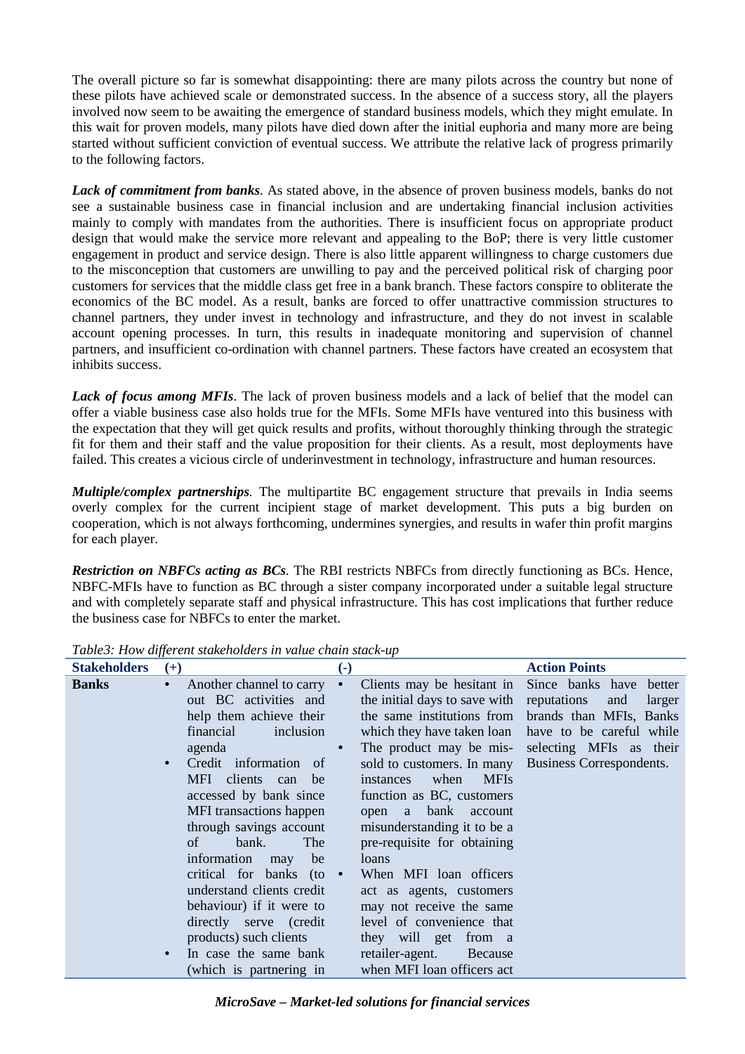The overall picture so far is somewhat disappointing: there are many pilots across the country but none of these pilots have achieved scale or demonstrated success. In the absence of a success story, all the players involved now seem to be awaiting the emergence of standard business models, which they might emulate. In this wait for proven models, many pilots have died down after the initial euphoria and many more are being started without sufficient conviction of eventual success. We attribute the relative lack of progress primarily to the following factors.

***Lack of commitment from banks**.* As stated above, in the absence of proven business models, banks do not see a sustainable business case in financial inclusion and are undertaking financial inclusion activities mainly to comply with mandates from the authorities. There is insufficient focus on appropriate product design that would make the service more relevant and appealing to the BoP; there is very little customer engagement in product and service design. There is also little apparent willingness to charge customers due to the misconception that customers are unwilling to pay and the perceived political risk of charging poor customers for services that the middle class get free in a bank branch. These factors conspire to obliterate the economics of the BC model. As a result, banks are forced to offer unattractive commission structures to channel partners, they under invest in technology and infrastructure, and they do not invest in scalable account opening processes. In turn, this results in inadequate monitoring and supervision of channel partners, and insufficient co-ordination with channel partners. These factors have created an ecosystem that inhibits success.

***Lack of focus among MFIs***. The lack of proven business models and a lack of belief that the model can offer a viable business case also holds true for the MFIs. Some MFIs have ventured into this business with the expectation that they will get quick results and profits, without thoroughly thinking through the strategic fit for them and their staff and the value proposition for their clients. As a result, most deployments have failed. This creates a vicious circle of underinvestment in technology, infrastructure and human resources.

***Multiple/complex partnerships**.* The multipartite BC engagement structure that prevails in India seems overly complex for the current incipient stage of market development. This puts a big burden on cooperation, which is not always forthcoming, undermines synergies, and results in wafer thin profit margins for each player.

***Restriction on NBFCs acting as BCs***. The RBI restricts NBFCs from directly functioning as BCs. Hence, NBFC-MFIs have to function as BC through a sister company incorporated under a suitable legal structure and with completely separate staff and physical infrastructure. This has cost implications that further reduce the business case for NBFCs to enter the market.

*Table3: How different stakeholders in value chain stack-up*

| Stakeholders | (+) | (-) | Action Points |
|---|---|---|---|
| **Banks** | • Another channel to carry out BC activities and help them achieve their financial inclusion agenda<br>• Credit information of MFI clients can be accessed by bank since MFI transactions happen through savings account of bank. The information may be critical for banks (to understand clients credit behaviour) if it were to directly serve (credit products) such clients<br>• In case the same bank (which is partnering in | • Clients may be hesitant in the initial days to save with the same institutions from which they have taken loan<br>• The product may be mis-sold to customers. In many instances when MFIs function as BC, customers open a bank account misunderstanding it to be a pre-requisite for obtaining loans<br>• When MFI loan officers act as agents, customers may not receive the same level of convenience that they will get from a retailer-agent. Because when MFI loan officers act | Since banks have better reputations and larger brands than MFIs, Banks have to be careful while selecting MFIs as their Business Correspondents. |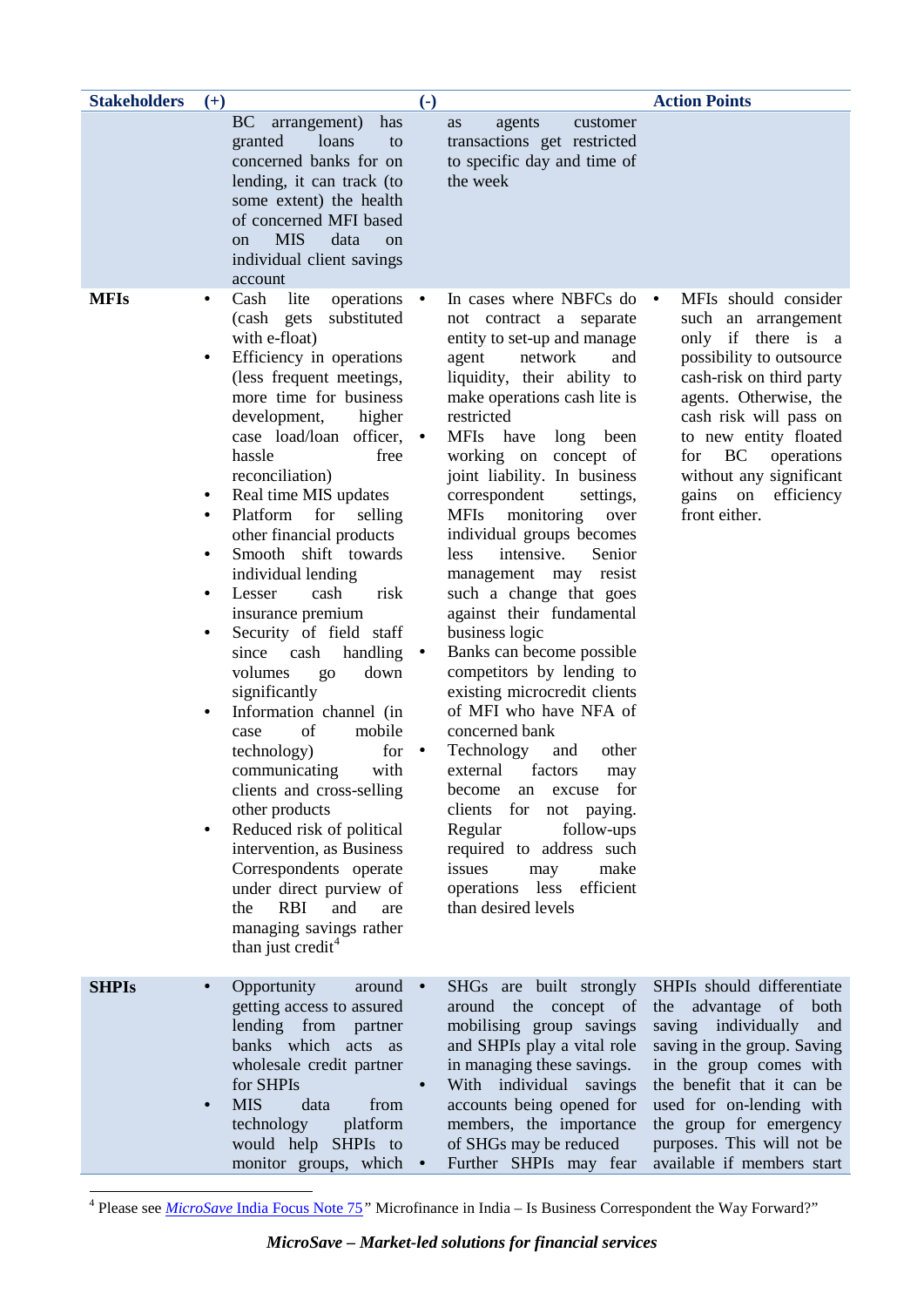| Stakeholders | (+) | (-) | Action Points |
|---|---|---|---|
| | BC arrangement) has granted loans to concerned banks for on lending, it can track (to some extent) the health of concerned MFI based on MIS data on individual client savings account | as agents customer transactions get restricted to specific day and time of the week | |
| **MFIs** | • Cash lite operations (cash gets substituted with e-float)<br>• Efficiency in operations (less frequent meetings, more time for business development, higher case load/loan officer, hassle free reconciliation)<br>• Real time MIS updates<br>• Platform for selling other financial products<br>• Smooth shift towards individual lending<br>• Lesser cash risk insurance premium<br>• Security of field staff since cash handling volumes go down significantly<br>• Information channel (in case of mobile technology) for communicating with clients and cross-selling other products<br>• Reduced risk of political intervention, as Business Correspondents operate under direct purview of the RBI and are managing savings rather than just credit[4] | • In cases where NBFCs do not contract a separate entity to set-up and manage agent network and liquidity, their ability to make operations cash lite is restricted<br>• MFIs have long been working on concept of joint liability. In business correspondent settings, MFIs monitoring over individual groups becomes less intensive. Senior management may resist such a change that goes against their fundamental business logic<br>• Banks can become possible competitors by lending to existing microcredit clients of MFI who have NFA of concerned bank<br>• Technology and other external factors may become an excuse for clients for not paying. Regular follow-ups required to address such issues may make operations less efficient than desired levels | • MFIs should consider such an arrangement only if there is a possibility to outsource cash-risk on third party agents. Otherwise, the cash risk will pass on to new entity floated for BC operations without any significant gains on efficiency front either. |
| **SHPIs** | • Opportunity around getting access to assured lending from partner banks which acts as wholesale credit partner for SHPIs<br>• MIS data from technology platform would help SHPIs to monitor groups, which | • SHGs are built strongly around the concept of mobilising group savings and SHPIs play a vital role in managing these savings.<br>• With individual savings accounts being opened for members, the importance of SHGs may be reduced<br>• Further SHPIs may fear | SHPIs should differentiate the advantage of both saving individually and saving in the group. Saving in the group comes with the benefit that it can be used for on-lending with the group for emergency purposes. This will not be available if members start |

[4] Please see *MicroSave* India Focus Note 75" Microfinance in India – Is Business Correspondent the Way Forward?"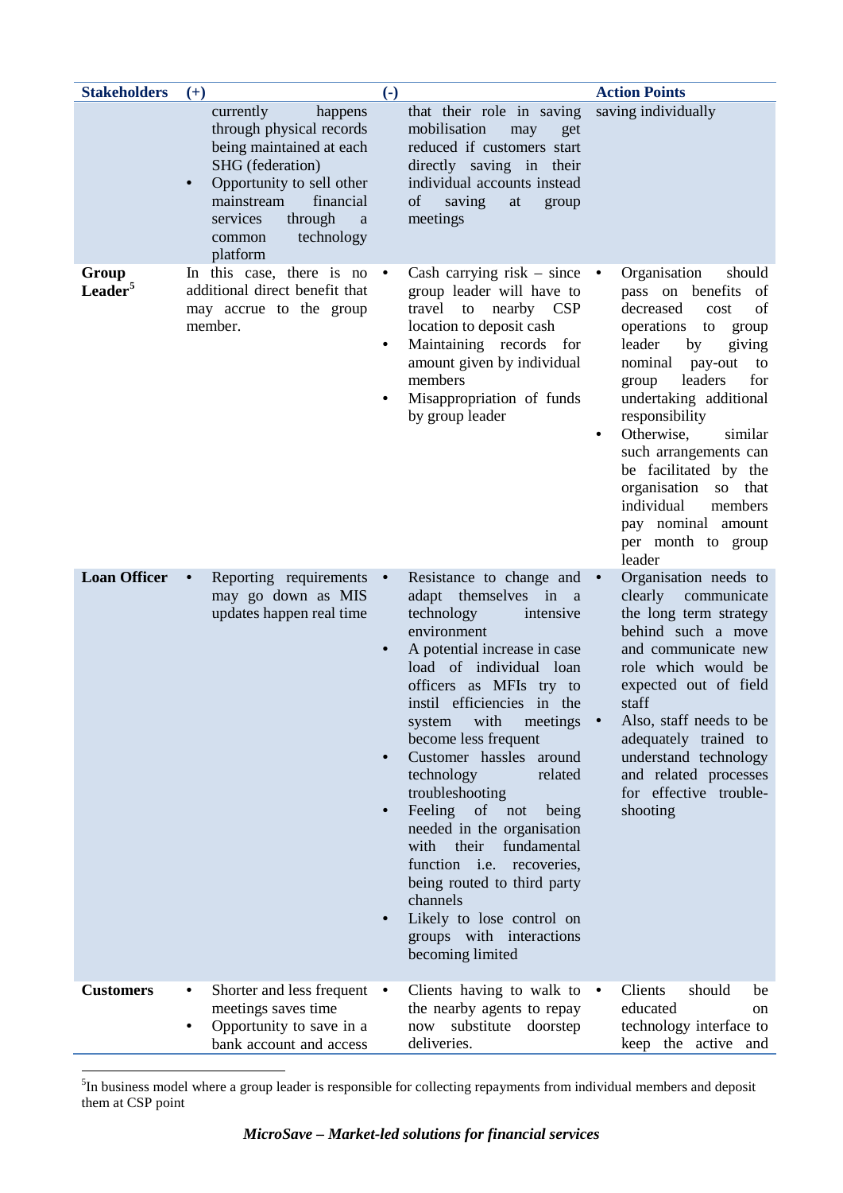| Stakeholders | (+) | (-) | Action Points |
|---|---|---|---|
| | currently happens through physical records being maintained at each SHG (federation)<br>• Opportunity to sell other mainstream financial services through a common technology platform | that their role in saving mobilisation may get reduced if customers start directly saving in their individual accounts instead of saving at group meetings | saving individually |
| **Group Leader**[5] | In this case, there is no additional direct benefit that may accrue to the group member. | • Cash carrying risk – since group leader will have to travel to nearby CSP location to deposit cash<br>• Maintaining records for amount given by individual members<br>• Misappropriation of funds by group leader | • Organisation should pass on benefits of decreased cost of operations to group leader by giving nominal pay-out to group leaders for undertaking additional responsibility<br>• Otherwise, similar such arrangements can be facilitated by the organisation so that individual members pay nominal amount per month to group leader |
| **Loan Officer** | • Reporting requirements may go down as MIS updates happen real time | • Resistance to change and adapt themselves in a technology intensive environment<br>• A potential increase in case load of individual loan officers as MFIs try to instil efficiencies in the system with meetings become less frequent<br>• Customer hassles around technology related troubleshooting<br>• Feeling of not being needed in the organisation with their fundamental function i.e. recoveries, being routed to third party channels<br>• Likely to lose control on groups with interactions becoming limited | • Organisation needs to clearly communicate the long term strategy behind such a move and communicate new role which would be expected out of field staff<br>• Also, staff needs to be adequately trained to understand technology and related processes for effective trouble-shooting |
| **Customers** | • Shorter and less frequent meetings saves time<br>• Opportunity to save in a bank account and access | • Clients having to walk to the nearby agents to repay now substitute doorstep deliveries. | • Clients should be educated on technology interface to keep the active and |

[5] In business model where a group leader is responsible for collecting repayments from individual members and deposit them at CSP point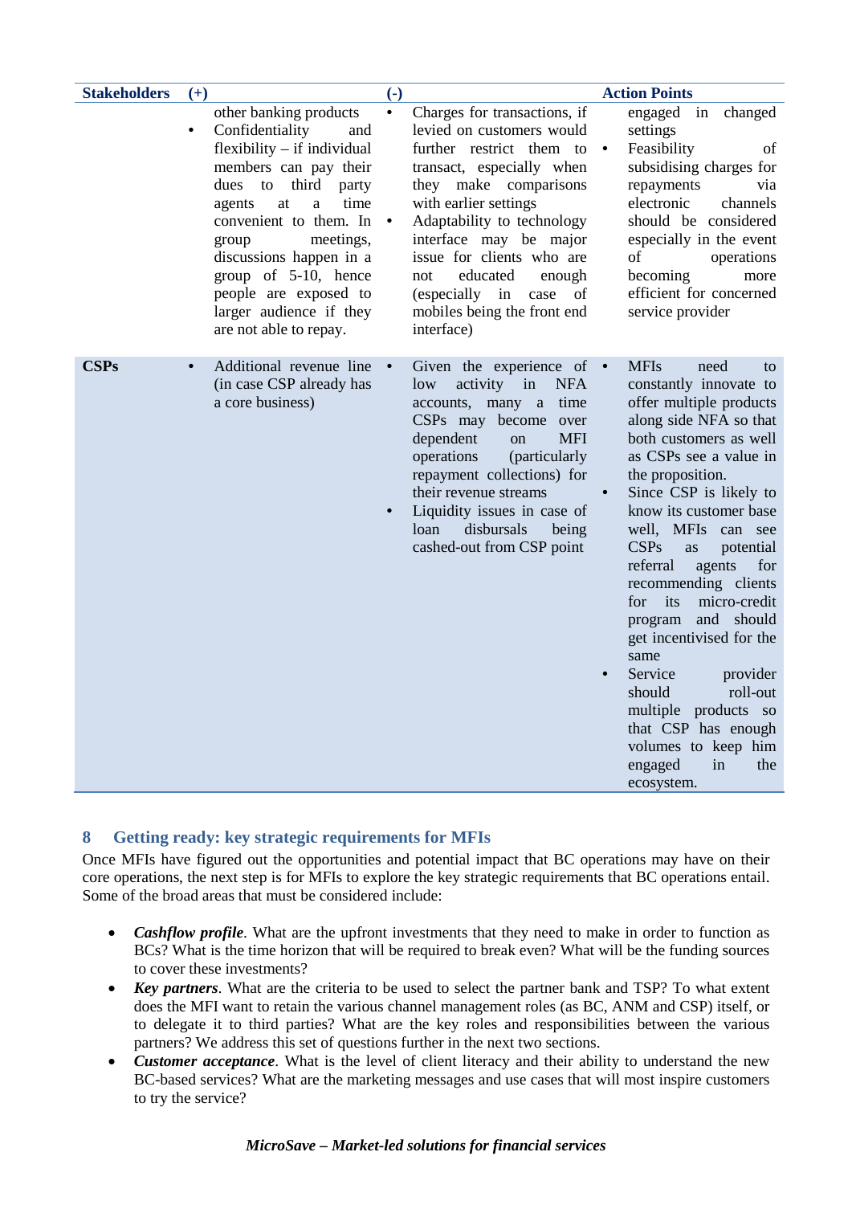| Stakeholders | (+) | (-) | Action Points |
|---|---|---|---|
| | other banking products<br>• Confidentiality and flexibility – if individual members can pay their dues to third party agents at a time convenient to them. In group meetings, discussions happen in a group of 5-10, hence people are exposed to larger audience if they are not able to repay. | • Charges for transactions, if levied on customers would further restrict them to transact, especially when they make comparisons with earlier settings<br>• Adaptability to technology interface may be major issue for clients who are not educated enough (especially in case of mobiles being the front end interface) | engaged in changed settings<br>• Feasibility of subsidising charges for repayments via electronic channels should be considered especially in the event of operations becoming more efficient for concerned service provider |
| **CSPs** | • Additional revenue line (in case CSP already has a core business) | • Given the experience of low activity in NFA accounts, many a time CSPs may become over dependent on MFI operations (particularly repayment collections) for their revenue streams<br>• Liquidity issues in case of loan disbursals being cashed-out from CSP point | • MFIs need to constantly innovate to offer multiple products along side NFA so that both customers as well as CSPs see a value in the proposition.<br>• Since CSP is likely to know its customer base well, MFIs can see CSPs as potential referral agents for recommending clients for its micro-credit program and should get incentivised for the same<br>• Service provider should roll-out multiple products so that CSP has enough volumes to keep him engaged in the ecosystem. |

## 8 Getting ready: key strategic requirements for MFIs

Once MFIs have figured out the opportunities and potential impact that BC operations may have on their core operations, the next step is for MFIs to explore the key strategic requirements that BC operations entail. Some of the broad areas that must be considered include:

- ***Cashflow profile***. What are the upfront investments that they need to make in order to function as BCs? What is the time horizon that will be required to break even? What will be the funding sources to cover these investments?
- ***Key partners***. What are the criteria to be used to select the partner bank and TSP? To what extent does the MFI want to retain the various channel management roles (as BC, ANM and CSP) itself, or to delegate it to third parties? What are the key roles and responsibilities between the various partners? We address this set of questions further in the next two sections.
- ***Customer acceptance***. What is the level of client literacy and their ability to understand the new BC-based services? What are the marketing messages and use cases that will most inspire customers to try the service?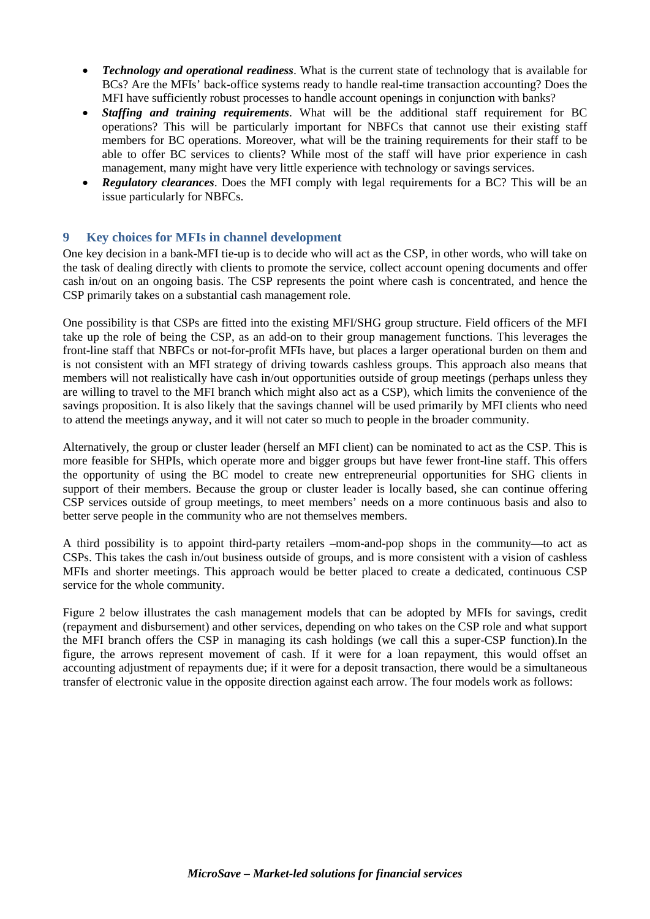- ***Technology and operational readiness***. What is the current state of technology that is available for BCs? Are the MFIs' back-office systems ready to handle real-time transaction accounting? Does the MFI have sufficiently robust processes to handle account openings in conjunction with banks?
- ***Staffing and training requirements***. What will be the additional staff requirement for BC operations? This will be particularly important for NBFCs that cannot use their existing staff members for BC operations. Moreover, what will be the training requirements for their staff to be able to offer BC services to clients? While most of the staff will have prior experience in cash management, many might have very little experience with technology or savings services.
- ***Regulatory clearances***. Does the MFI comply with legal requirements for a BC? This will be an issue particularly for NBFCs.

## 9 Key choices for MFIs in channel development

One key decision in a bank-MFI tie-up is to decide who will act as the CSP, in other words, who will take on the task of dealing directly with clients to promote the service, collect account opening documents and offer cash in/out on an ongoing basis. The CSP represents the point where cash is concentrated, and hence the CSP primarily takes on a substantial cash management role.

One possibility is that CSPs are fitted into the existing MFI/SHG group structure. Field officers of the MFI take up the role of being the CSP, as an add-on to their group management functions. This leverages the front-line staff that NBFCs or not-for-profit MFIs have, but places a larger operational burden on them and is not consistent with an MFI strategy of driving towards cashless groups. This approach also means that members will not realistically have cash in/out opportunities outside of group meetings (perhaps unless they are willing to travel to the MFI branch which might also act as a CSP), which limits the convenience of the savings proposition. It is also likely that the savings channel will be used primarily by MFI clients who need to attend the meetings anyway, and it will not cater so much to people in the broader community.

Alternatively, the group or cluster leader (herself an MFI client) can be nominated to act as the CSP. This is more feasible for SHPIs, which operate more and bigger groups but have fewer front-line staff. This offers the opportunity of using the BC model to create new entrepreneurial opportunities for SHG clients in support of their members. Because the group or cluster leader is locally based, she can continue offering CSP services outside of group meetings, to meet members' needs on a more continuous basis and also to better serve people in the community who are not themselves members.

A third possibility is to appoint third-party retailers –mom-and-pop shops in the community—to act as CSPs. This takes the cash in/out business outside of groups, and is more consistent with a vision of cashless MFIs and shorter meetings. This approach would be better placed to create a dedicated, continuous CSP service for the whole community.

Figure 2 below illustrates the cash management models that can be adopted by MFIs for savings, credit (repayment and disbursement) and other services, depending on who takes on the CSP role and what support the MFI branch offers the CSP in managing its cash holdings (we call this a super-CSP function).In the figure, the arrows represent movement of cash. If it were for a loan repayment, this would offset an accounting adjustment of repayments due; if it were for a deposit transaction, there would be a simultaneous transfer of electronic value in the opposite direction against each arrow. The four models work as follows: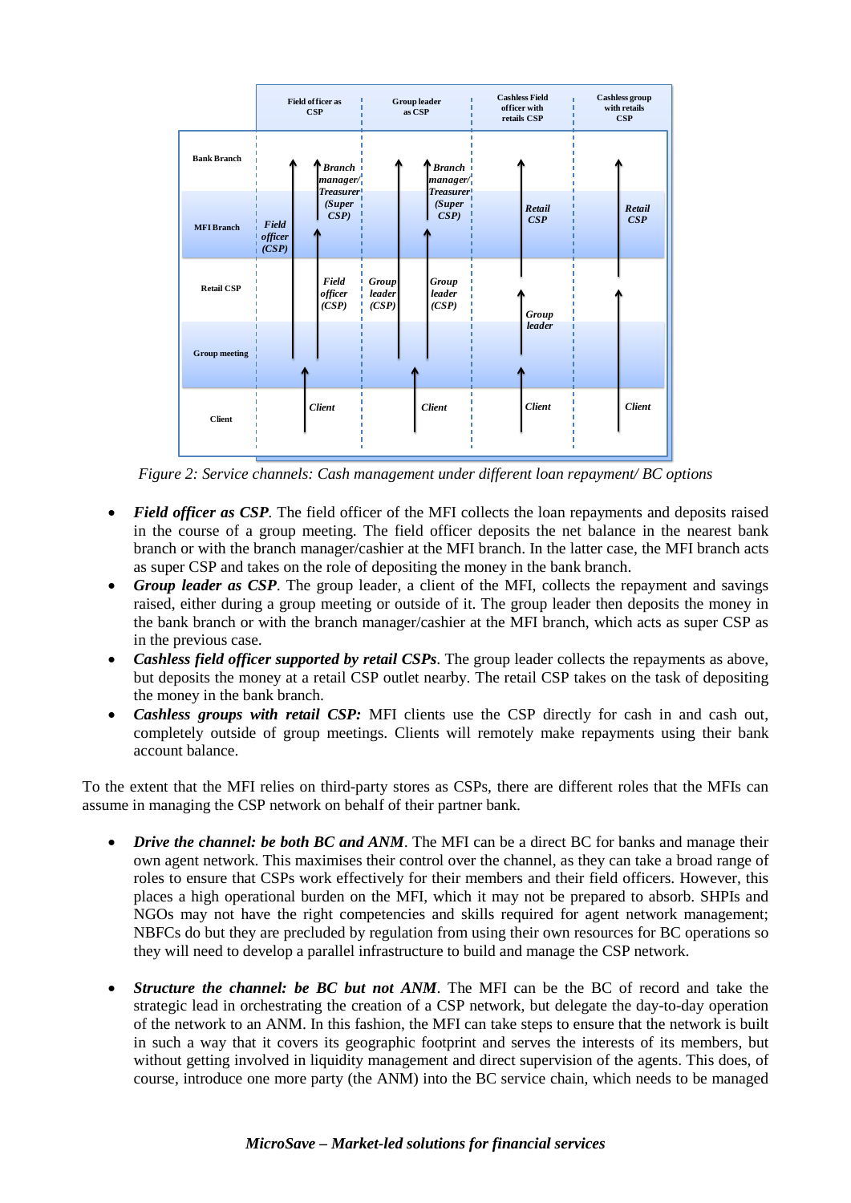*Figure 2: Service channels: Cash management under different loan repayment/ BC options*

- ***Field officer as CSP***. The field officer of the MFI collects the loan repayments and deposits raised in the course of a group meeting. The field officer deposits the net balance in the nearest bank branch or with the branch manager/cashier at the MFI branch. In the latter case, the MFI branch acts as super CSP and takes on the role of depositing the money in the bank branch.
- ***Group leader as CSP***. The group leader, a client of the MFI, collects the repayment and savings raised, either during a group meeting or outside of it. The group leader then deposits the money in the bank branch or with the branch manager/cashier at the MFI branch, which acts as super CSP as in the previous case.
- ***Cashless field officer supported by retail CSPs***. The group leader collects the repayments as above, but deposits the money at a retail CSP outlet nearby. The retail CSP takes on the task of depositing the money in the bank branch.
- ***Cashless groups with retail CSP:*** MFI clients use the CSP directly for cash in and cash out, completely outside of group meetings. Clients will remotely make repayments using their bank account balance.

To the extent that the MFI relies on third-party stores as CSPs, there are different roles that the MFIs can assume in managing the CSP network on behalf of their partner bank.

- ***Drive the channel: be both BC and ANM***. The MFI can be a direct BC for banks and manage their own agent network. This maximises their control over the channel, as they can take a broad range of roles to ensure that CSPs work effectively for their members and their field officers. However, this places a high operational burden on the MFI, which it may not be prepared to absorb. SHPIs and NGOs may not have the right competencies and skills required for agent network management; NBFCs do but they are precluded by regulation from using their own resources for BC operations so they will need to develop a parallel infrastructure to build and manage the CSP network.

- ***Structure the channel: be BC but not ANM***. The MFI can be the BC of record and take the strategic lead in orchestrating the creation of a CSP network, but delegate the day-to-day operation of the network to an ANM. In this fashion, the MFI can take steps to ensure that the network is built in such a way that it covers its geographic footprint and serves the interests of its members, but without getting involved in liquidity management and direct supervision of the agents. This does, of course, introduce one more party (the ANM) into the BC service chain, which needs to be managed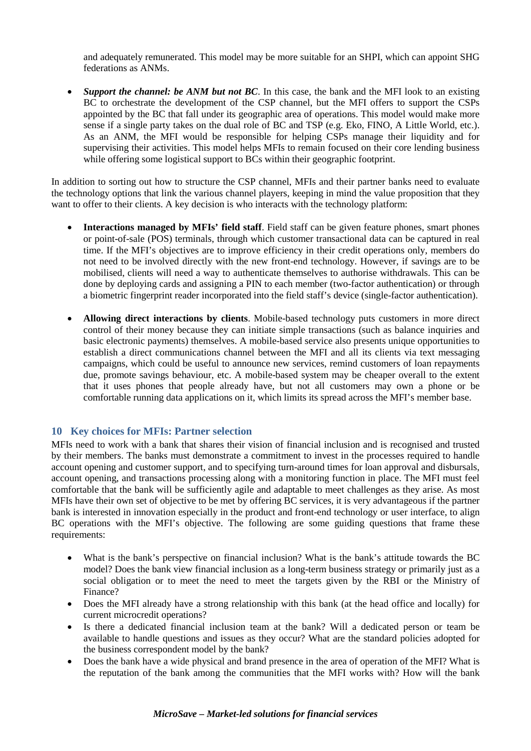and adequately remunerated. This model may be more suitable for an SHPI, which can appoint SHG federations as ANMs.

- ***Support the channel: be ANM but not BC***. In this case, the bank and the MFI look to an existing BC to orchestrate the development of the CSP channel, but the MFI offers to support the CSPs appointed by the BC that fall under its geographic area of operations. This model would make more sense if a single party takes on the dual role of BC and TSP (e.g. Eko, FINO, A Little World, etc.). As an ANM, the MFI would be responsible for helping CSPs manage their liquidity and for supervising their activities. This model helps MFIs to remain focused on their core lending business while offering some logistical support to BCs within their geographic footprint.

In addition to sorting out how to structure the CSP channel, MFIs and their partner banks need to evaluate the technology options that link the various channel players, keeping in mind the value proposition that they want to offer to their clients. A key decision is who interacts with the technology platform:

- **Interactions managed by MFIs' field staff**. Field staff can be given feature phones, smart phones or point-of-sale (POS) terminals, through which customer transactional data can be captured in real time. If the MFI's objectives are to improve efficiency in their credit operations only, members do not need to be involved directly with the new front-end technology. However, if savings are to be mobilised, clients will need a way to authenticate themselves to authorise withdrawals. This can be done by deploying cards and assigning a PIN to each member (two-factor authentication) or through a biometric fingerprint reader incorporated into the field staff's device (single-factor authentication).

- **Allowing direct interactions by clients**. Mobile-based technology puts customers in more direct control of their money because they can initiate simple transactions (such as balance inquiries and basic electronic payments) themselves. A mobile-based service also presents unique opportunities to establish a direct communications channel between the MFI and all its clients via text messaging campaigns, which could be useful to announce new services, remind customers of loan repayments due, promote savings behaviour, etc. A mobile-based system may be cheaper overall to the extent that it uses phones that people already have, but not all customers may own a phone or be comfortable running data applications on it, which limits its spread across the MFI's member base.

## 10 Key choices for MFIs: Partner selection

MFIs need to work with a bank that shares their vision of financial inclusion and is recognised and trusted by their members. The banks must demonstrate a commitment to invest in the processes required to handle account opening and customer support, and to specifying turn-around times for loan approval and disbursals, account opening, and transactions processing along with a monitoring function in place. The MFI must feel comfortable that the bank will be sufficiently agile and adaptable to meet challenges as they arise. As most MFIs have their own set of objective to be met by offering BC services, it is very advantageous if the partner bank is interested in innovation especially in the product and front-end technology or user interface, to align BC operations with the MFI's objective. The following are some guiding questions that frame these requirements:

- What is the bank's perspective on financial inclusion? What is the bank's attitude towards the BC model? Does the bank view financial inclusion as a long-term business strategy or primarily just as a social obligation or to meet the need to meet the targets given by the RBI or the Ministry of Finance?
- Does the MFI already have a strong relationship with this bank (at the head office and locally) for current microcredit operations?
- Is there a dedicated financial inclusion team at the bank? Will a dedicated person or team be available to handle questions and issues as they occur? What are the standard policies adopted for the business correspondent model by the bank?
- Does the bank have a wide physical and brand presence in the area of operation of the MFI? What is the reputation of the bank among the communities that the MFI works with? How will the bank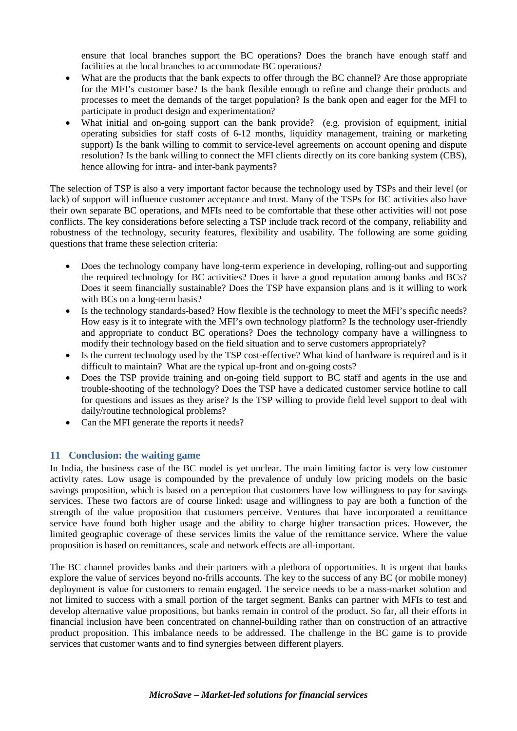ensure that local branches support the BC operations? Does the branch have enough staff and facilities at the local branches to accommodate BC operations?

- What are the products that the bank expects to offer through the BC channel? Are those appropriate for the MFI's customer base? Is the bank flexible enough to refine and change their products and processes to meet the demands of the target population? Is the bank open and eager for the MFI to participate in product design and experimentation?
- What initial and on-going support can the bank provide? (e.g. provision of equipment, initial operating subsidies for staff costs of 6-12 months, liquidity management, training or marketing support) Is the bank willing to commit to service-level agreements on account opening and dispute resolution? Is the bank willing to connect the MFI clients directly on its core banking system (CBS), hence allowing for intra- and inter-bank payments?

The selection of TSP is also a very important factor because the technology used by TSPs and their level (or lack) of support will influence customer acceptance and trust. Many of the TSPs for BC activities also have their own separate BC operations, and MFIs need to be comfortable that these other activities will not pose conflicts. The key considerations before selecting a TSP include track record of the company, reliability and robustness of the technology, security features, flexibility and usability. The following are some guiding questions that frame these selection criteria:

- Does the technology company have long-term experience in developing, rolling-out and supporting the required technology for BC activities? Does it have a good reputation among banks and BCs? Does it seem financially sustainable? Does the TSP have expansion plans and is it willing to work with BCs on a long-term basis?
- Is the technology standards-based? How flexible is the technology to meet the MFI's specific needs? How easy is it to integrate with the MFI's own technology platform? Is the technology user-friendly and appropriate to conduct BC operations? Does the technology company have a willingness to modify their technology based on the field situation and to serve customers appropriately?
- Is the current technology used by the TSP cost-effective? What kind of hardware is required and is it difficult to maintain? What are the typical up-front and on-going costs?
- Does the TSP provide training and on-going field support to BC staff and agents in the use and trouble-shooting of the technology? Does the TSP have a dedicated customer service hotline to call for questions and issues as they arise? Is the TSP willing to provide field level support to deal with daily/routine technological problems?
- Can the MFI generate the reports it needs?

## 11 Conclusion: the waiting game

In India, the business case of the BC model is yet unclear. The main limiting factor is very low customer activity rates. Low usage is compounded by the prevalence of unduly low pricing models on the basic savings proposition, which is based on a perception that customers have low willingness to pay for savings services. These two factors are of course linked: usage and willingness to pay are both a function of the strength of the value proposition that customers perceive. Ventures that have incorporated a remittance service have found both higher usage and the ability to charge higher transaction prices. However, the limited geographic coverage of these services limits the value of the remittance service. Where the value proposition is based on remittances, scale and network effects are all-important.

The BC channel provides banks and their partners with a plethora of opportunities. It is urgent that banks explore the value of services beyond no-frills accounts. The key to the success of any BC (or mobile money) deployment is value for customers to remain engaged. The service needs to be a mass-market solution and not limited to success with a small portion of the target segment. Banks can partner with MFIs to test and develop alternative value propositions, but banks remain in control of the product. So far, all their efforts in financial inclusion have been concentrated on channel-building rather than on construction of an attractive product proposition. This imbalance needs to be addressed. The challenge in the BC game is to provide services that customer wants and to find synergies between different players.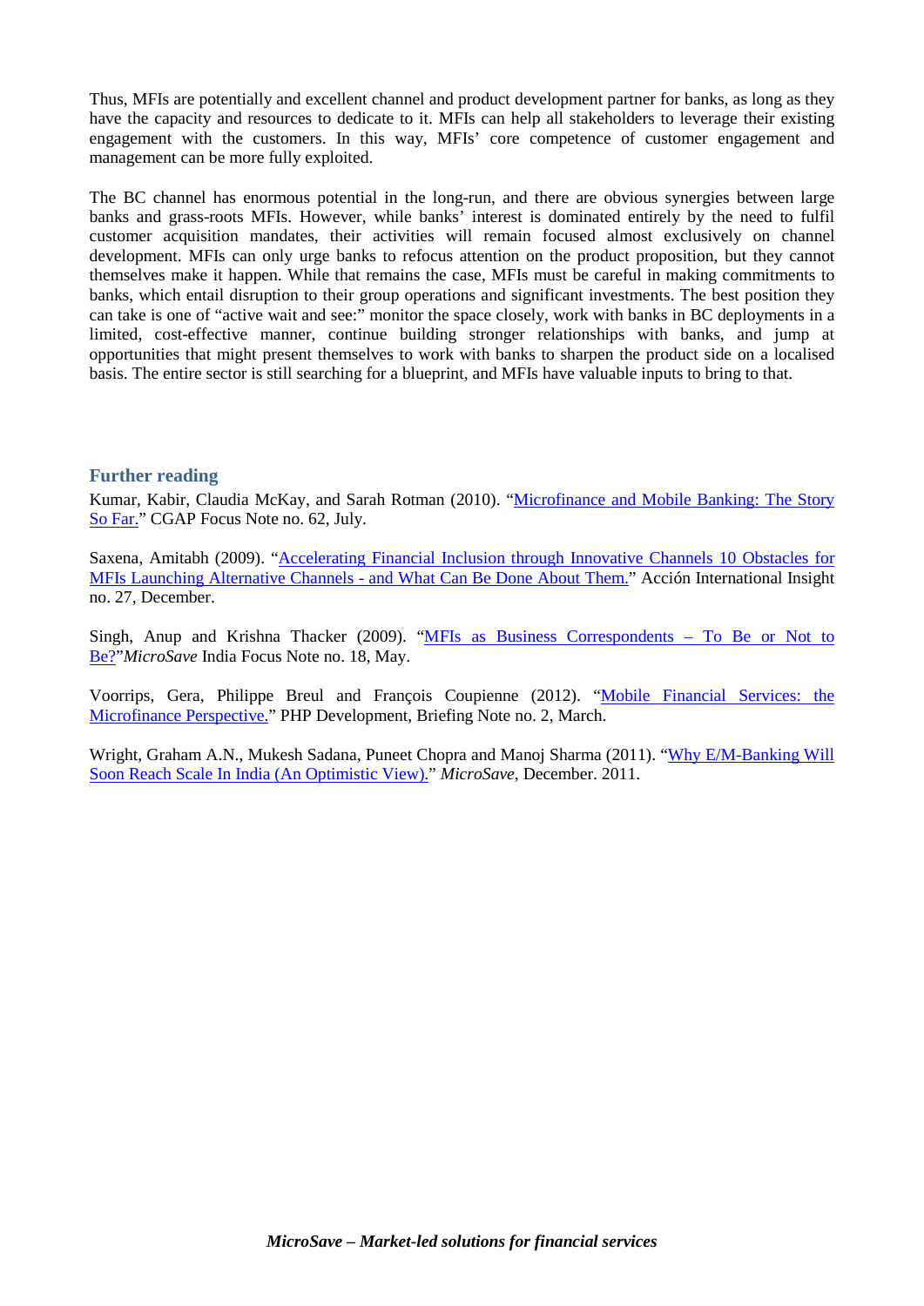Thus, MFIs are potentially and excellent channel and product development partner for banks, as long as they have the capacity and resources to dedicate to it. MFIs can help all stakeholders to leverage their existing engagement with the customers. In this way, MFIs' core competence of customer engagement and management can be more fully exploited.

The BC channel has enormous potential in the long-run, and there are obvious synergies between large banks and grass-roots MFIs. However, while banks' interest is dominated entirely by the need to fulfil customer acquisition mandates, their activities will remain focused almost exclusively on channel development. MFIs can only urge banks to refocus attention on the product proposition, but they cannot themselves make it happen. While that remains the case, MFIs must be careful in making commitments to banks, which entail disruption to their group operations and significant investments. The best position they can take is one of "active wait and see:" monitor the space closely, work with banks in BC deployments in a limited, cost-effective manner, continue building stronger relationships with banks, and jump at opportunities that might present themselves to work with banks to sharpen the product side on a localised basis. The entire sector is still searching for a blueprint, and MFIs have valuable inputs to bring to that.

### Further reading

Kumar, Kabir, Claudia McKay, and Sarah Rotman (2010). "Microfinance and Mobile Banking: The Story So Far." CGAP Focus Note no. 62, July.

Saxena, Amitabh (2009). "Accelerating Financial Inclusion through Innovative Channels 10 Obstacles for MFIs Launching Alternative Channels - and What Can Be Done About Them." Acción International Insight no. 27, December.

Singh, Anup and Krishna Thacker (2009). "MFIs as Business Correspondents – To Be or Not to Be?" *MicroSave* India Focus Note no. 18, May.

Voorrips, Gera, Philippe Breul and François Coupienne (2012). "Mobile Financial Services: the Microfinance Perspective." PHP Development, Briefing Note no. 2, March.

Wright, Graham A.N., Mukesh Sadana, Puneet Chopra and Manoj Sharma (2011). "Why E/M-Banking Will Soon Reach Scale In India (An Optimistic View)." *MicroSave*, December. 2011.